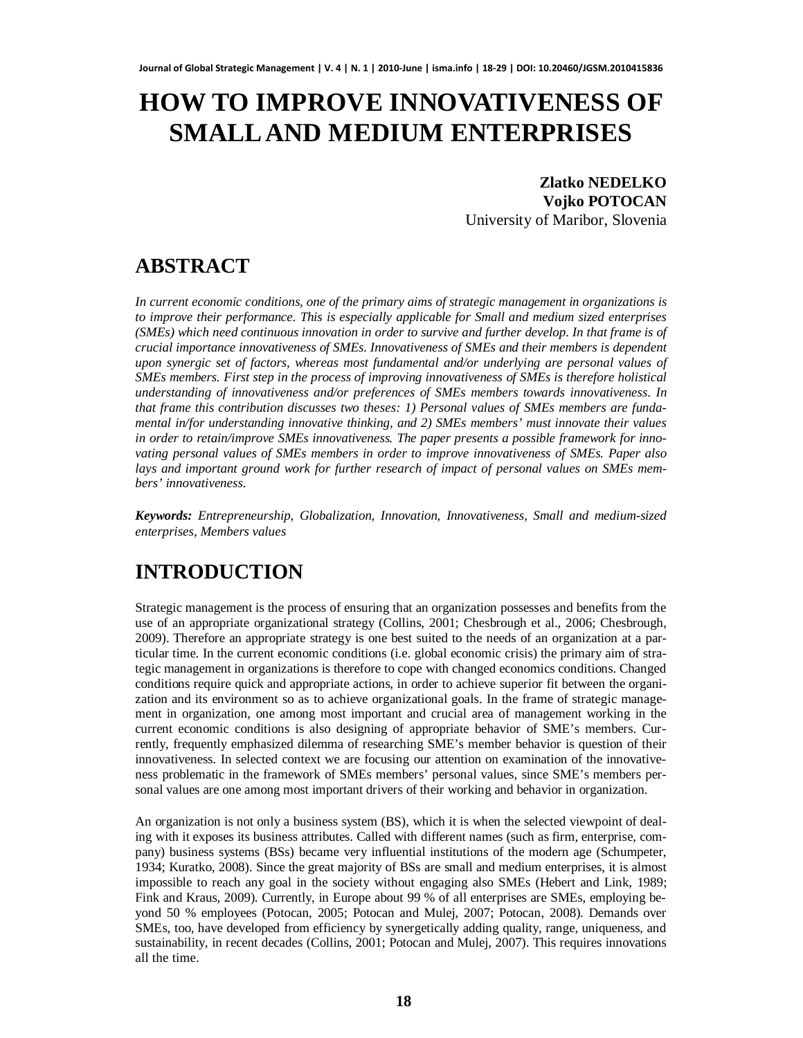# HOW TO IMPROVE INNOVATIVENESS OF SMALL AND MEDIUM ENTERPRISES

**Zlatko NEDELKO**
**Vojko POTOCAN**
University of Maribor, Slovenia

## ABSTRACT

*In current economic conditions, one of the primary aims of strategic management in organizations is to improve their performance. This is especially applicable for Small and medium sized enterprises (SMEs) which need continuous innovation in order to survive and further develop. In that frame is of crucial importance innovativeness of SMEs. Innovativeness of SMEs and their members is dependent upon synergic set of factors, whereas most fundamental and/or underlying are personal values of SMEs members. First step in the process of improving innovativeness of SMEs is therefore holistical understanding of innovativeness and/or preferences of SMEs members towards innovativeness. In that frame this contribution discusses two theses: 1) Personal values of SMEs members are fundamental in/for understanding innovative thinking, and 2) SMEs members' must innovate their values in order to retain/improve SMEs innovativeness. The paper presents a possible framework for innovating personal values of SMEs members in order to improve innovativeness of SMEs. Paper also lays and important ground work for further research of impact of personal values on SMEs members' innovativeness.*

***Keywords:*** *Entrepreneurship, Globalization, Innovation, Innovativeness, Small and medium-sized enterprises, Members values*

## INTRODUCTION

Strategic management is the process of ensuring that an organization possesses and benefits from the use of an appropriate organizational strategy (Collins, 2001; Chesbrough et al., 2006; Chesbrough, 2009). Therefore an appropriate strategy is one best suited to the needs of an organization at a particular time. In the current economic conditions (i.e. global economic crisis) the primary aim of strategic management in organizations is therefore to cope with changed economics conditions. Changed conditions require quick and appropriate actions, in order to achieve superior fit between the organization and its environment so as to achieve organizational goals. In the frame of strategic management in organization, one among most important and crucial area of management working in the current economic conditions is also designing of appropriate behavior of SME's members. Currently, frequently emphasized dilemma of researching SME's member behavior is question of their innovativeness. In selected context we are focusing our attention on examination of the innovativeness problematic in the framework of SMEs members' personal values, since SME's members personal values are one among most important drivers of their working and behavior in organization.

An organization is not only a business system (BS), which it is when the selected viewpoint of dealing with it exposes its business attributes. Called with different names (such as firm, enterprise, company) business systems (BSs) became very influential institutions of the modern age (Schumpeter, 1934; Kuratko, 2008). Since the great majority of BSs are small and medium enterprises, it is almost impossible to reach any goal in the society without engaging also SMEs (Hebert and Link, 1989; Fink and Kraus, 2009). Currently, in Europe about 99 % of all enterprises are SMEs, employing beyond 50 % employees (Potocan, 2005; Potocan and Mulej, 2007; Potocan, 2008). Demands over SMEs, too, have developed from efficiency by synergetically adding quality, range, uniqueness, and sustainability, in recent decades (Collins, 2001; Potocan and Mulej, 2007). This requires innovations all the time.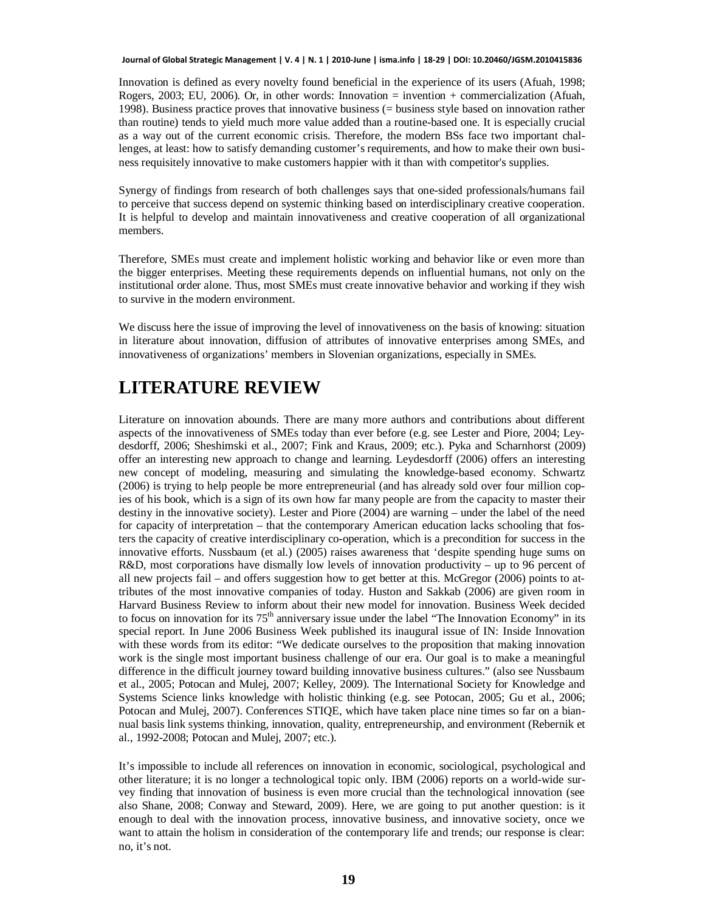Innovation is defined as every novelty found beneficial in the experience of its users (Afuah, 1998; Rogers, 2003; EU, 2006). Or, in other words: Innovation = invention + commercialization (Afuah, 1998). Business practice proves that innovative business (= business style based on innovation rather than routine) tends to yield much more value added than a routine-based one. It is especially crucial as a way out of the current economic crisis. Therefore, the modern BSs face two important challenges, at least: how to satisfy demanding customer's requirements, and how to make their own business requisitely innovative to make customers happier with it than with competitor's supplies.

Synergy of findings from research of both challenges says that one-sided professionals/humans fail to perceive that success depend on systemic thinking based on interdisciplinary creative cooperation. It is helpful to develop and maintain innovativeness and creative cooperation of all organizational members.

Therefore, SMEs must create and implement holistic working and behavior like or even more than the bigger enterprises. Meeting these requirements depends on influential humans, not only on the institutional order alone. Thus, most SMEs must create innovative behavior and working if they wish to survive in the modern environment.

We discuss here the issue of improving the level of innovativeness on the basis of knowing: situation in literature about innovation, diffusion of attributes of innovative enterprises among SMEs, and innovativeness of organizations' members in Slovenian organizations, especially in SMEs.

# LITERATURE REVIEW

Literature on innovation abounds. There are many more authors and contributions about different aspects of the innovativeness of SMEs today than ever before (e.g. see Lester and Piore, 2004; Leydesdorff, 2006; Sheshimski et al., 2007; Fink and Kraus, 2009; etc.). Pyka and Scharnhorst (2009) offer an interesting new approach to change and learning. Leydesdorff (2006) offers an interesting new concept of modeling, measuring and simulating the knowledge-based economy. Schwartz (2006) is trying to help people be more entrepreneurial (and has already sold over four million copies of his book, which is a sign of its own how far many people are from the capacity to master their destiny in the innovative society). Lester and Piore (2004) are warning – under the label of the need for capacity of interpretation – that the contemporary American education lacks schooling that fosters the capacity of creative interdisciplinary co-operation, which is a precondition for success in the innovative efforts. Nussbaum (et al.) (2005) raises awareness that 'despite spending huge sums on R&D, most corporations have dismally low levels of innovation productivity – up to 96 percent of all new projects fail – and offers suggestion how to get better at this. McGregor (2006) points to attributes of the most innovative companies of today. Huston and Sakkab (2006) are given room in Harvard Business Review to inform about their new model for innovation. Business Week decided to focus on innovation for its 75th anniversary issue under the label "The Innovation Economy" in its special report. In June 2006 Business Week published its inaugural issue of IN: Inside Innovation with these words from its editor: "We dedicate ourselves to the proposition that making innovation work is the single most important business challenge of our era. Our goal is to make a meaningful difference in the difficult journey toward building innovative business cultures." (also see Nussbaum et al., 2005; Potocan and Mulej, 2007; Kelley, 2009). The International Society for Knowledge and Systems Science links knowledge with holistic thinking (e.g. see Potocan, 2005; Gu et al., 2006; Potocan and Mulej, 2007). Conferences STIQE, which have taken place nine times so far on a biannual basis link systems thinking, innovation, quality, entrepreneurship, and environment (Rebernik et al., 1992-2008; Potocan and Mulej, 2007; etc.).

It's impossible to include all references on innovation in economic, sociological, psychological and other literature; it is no longer a technological topic only. IBM (2006) reports on a world-wide survey finding that innovation of business is even more crucial than the technological innovation (see also Shane, 2008; Conway and Steward, 2009). Here, we are going to put another question: is it enough to deal with the innovation process, innovative business, and innovative society, once we want to attain the holism in consideration of the contemporary life and trends; our response is clear: no, it's not.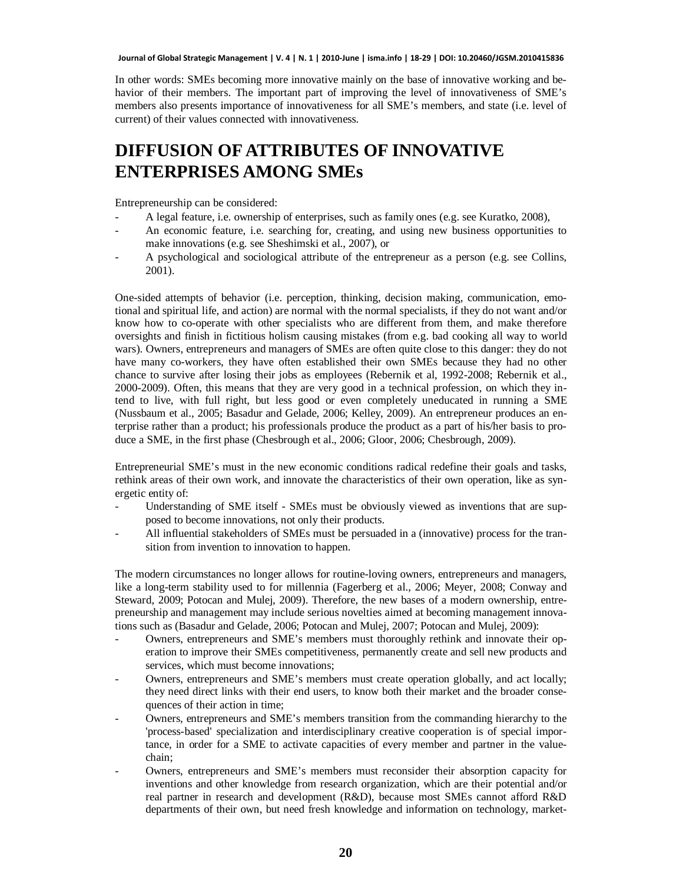In other words: SMEs becoming more innovative mainly on the base of innovative working and behavior of their members. The important part of improving the level of innovativeness of SME's members also presents importance of innovativeness for all SME's members, and state (i.e. level of current) of their values connected with innovativeness.

# DIFFUSION OF ATTRIBUTES OF INNOVATIVE ENTERPRISES AMONG SMEs

Entrepreneurship can be considered:

- A legal feature, i.e. ownership of enterprises, such as family ones (e.g. see Kuratko, 2008),
- An economic feature, i.e. searching for, creating, and using new business opportunities to make innovations (e.g. see Sheshimski et al., 2007), or
- A psychological and sociological attribute of the entrepreneur as a person (e.g. see Collins, 2001).

One-sided attempts of behavior (i.e. perception, thinking, decision making, communication, emotional and spiritual life, and action) are normal with the normal specialists, if they do not want and/or know how to co-operate with other specialists who are different from them, and make therefore oversights and finish in fictitious holism causing mistakes (from e.g. bad cooking all way to world wars). Owners, entrepreneurs and managers of SMEs are often quite close to this danger: they do not have many co-workers, they have often established their own SMEs because they had no other chance to survive after losing their jobs as employees (Rebernik et al, 1992-2008; Rebernik et al., 2000-2009). Often, this means that they are very good in a technical profession, on which they intend to live, with full right, but less good or even completely uneducated in running a SME (Nussbaum et al., 2005; Basadur and Gelade, 2006; Kelley, 2009). An entrepreneur produces an enterprise rather than a product; his professionals produce the product as a part of his/her basis to produce a SME, in the first phase (Chesbrough et al., 2006; Gloor, 2006; Chesbrough, 2009).

Entrepreneurial SME's must in the new economic conditions radical redefine their goals and tasks, rethink areas of their own work, and innovate the characteristics of their own operation, like as synergetic entity of:

- Understanding of SME itself - SMEs must be obviously viewed as inventions that are supposed to become innovations, not only their products.
- All influential stakeholders of SMEs must be persuaded in a (innovative) process for the transition from invention to innovation to happen.

The modern circumstances no longer allows for routine-loving owners, entrepreneurs and managers, like a long-term stability used to for millennia (Fagerberg et al., 2006; Meyer, 2008; Conway and Steward, 2009; Potocan and Mulej, 2009). Therefore, the new bases of a modern ownership, entrepreneurship and management may include serious novelties aimed at becoming management innovations such as (Basadur and Gelade, 2006; Potocan and Mulej, 2007; Potocan and Mulej, 2009):

- Owners, entrepreneurs and SME's members must thoroughly rethink and innovate their operation to improve their SMEs competitiveness, permanently create and sell new products and services, which must become innovations;
- Owners, entrepreneurs and SME's members must create operation globally, and act locally; they need direct links with their end users, to know both their market and the broader consequences of their action in time;
- Owners, entrepreneurs and SME's members transition from the commanding hierarchy to the 'process-based' specialization and interdisciplinary creative cooperation is of special importance, in order for a SME to activate capacities of every member and partner in the value-chain;
- Owners, entrepreneurs and SME's members must reconsider their absorption capacity for inventions and other knowledge from research organization, which are their potential and/or real partner in research and development (R&D), because most SMEs cannot afford R&D departments of their own, but need fresh knowledge and information on technology, market-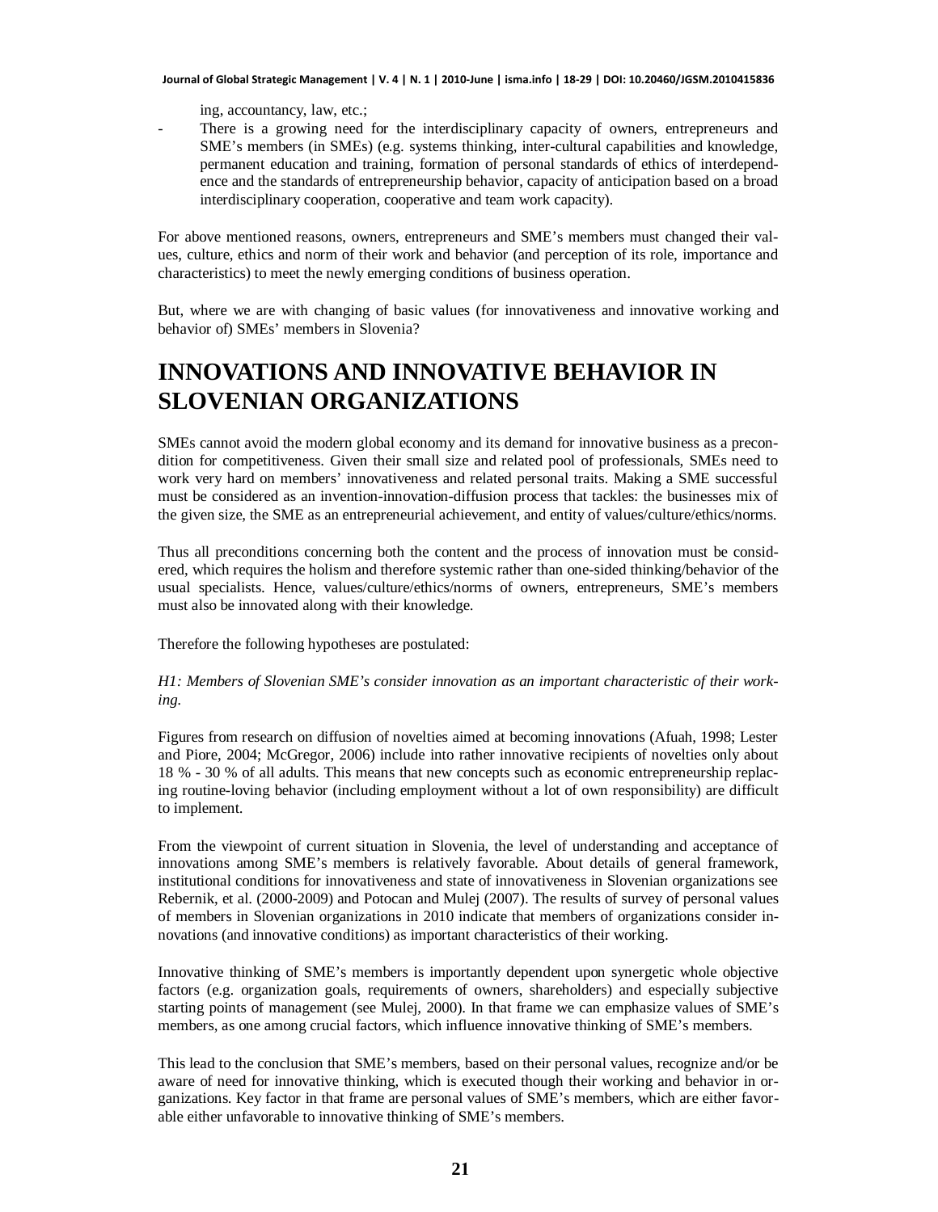ing, accountancy, law, etc.;

- There is a growing need for the interdisciplinary capacity of owners, entrepreneurs and SME's members (in SMEs) (e.g. systems thinking, inter-cultural capabilities and knowledge, permanent education and training, formation of personal standards of ethics of interdependence and the standards of entrepreneurship behavior, capacity of anticipation based on a broad interdisciplinary cooperation, cooperative and team work capacity).

For above mentioned reasons, owners, entrepreneurs and SME's members must changed their values, culture, ethics and norm of their work and behavior (and perception of its role, importance and characteristics) to meet the newly emerging conditions of business operation.

But, where we are with changing of basic values (for innovativeness and innovative working and behavior of) SMEs' members in Slovenia?

# INNOVATIONS AND INNOVATIVE BEHAVIOR IN SLOVENIAN ORGANIZATIONS

SMEs cannot avoid the modern global economy and its demand for innovative business as a precondition for competitiveness. Given their small size and related pool of professionals, SMEs need to work very hard on members' innovativeness and related personal traits. Making a SME successful must be considered as an invention-innovation-diffusion process that tackles: the businesses mix of the given size, the SME as an entrepreneurial achievement, and entity of values/culture/ethics/norms.

Thus all preconditions concerning both the content and the process of innovation must be considered, which requires the holism and therefore systemic rather than one-sided thinking/behavior of the usual specialists. Hence, values/culture/ethics/norms of owners, entrepreneurs, SME's members must also be innovated along with their knowledge.

Therefore the following hypotheses are postulated:

*H1: Members of Slovenian SME's consider innovation as an important characteristic of their working.*

Figures from research on diffusion of novelties aimed at becoming innovations (Afuah, 1998; Lester and Piore, 2004; McGregor, 2006) include into rather innovative recipients of novelties only about 18 % - 30 % of all adults. This means that new concepts such as economic entrepreneurship replacing routine-loving behavior (including employment without a lot of own responsibility) are difficult to implement.

From the viewpoint of current situation in Slovenia, the level of understanding and acceptance of innovations among SME's members is relatively favorable. About details of general framework, institutional conditions for innovativeness and state of innovativeness in Slovenian organizations see Rebernik, et al. (2000-2009) and Potocan and Mulej (2007). The results of survey of personal values of members in Slovenian organizations in 2010 indicate that members of organizations consider innovations (and innovative conditions) as important characteristics of their working.

Innovative thinking of SME's members is importantly dependent upon synergetic whole objective factors (e.g. organization goals, requirements of owners, shareholders) and especially subjective starting points of management (see Mulej, 2000). In that frame we can emphasize values of SME's members, as one among crucial factors, which influence innovative thinking of SME's members.

This lead to the conclusion that SME's members, based on their personal values, recognize and/or be aware of need for innovative thinking, which is executed though their working and behavior in organizations. Key factor in that frame are personal values of SME's members, which are either favorable either unfavorable to innovative thinking of SME's members.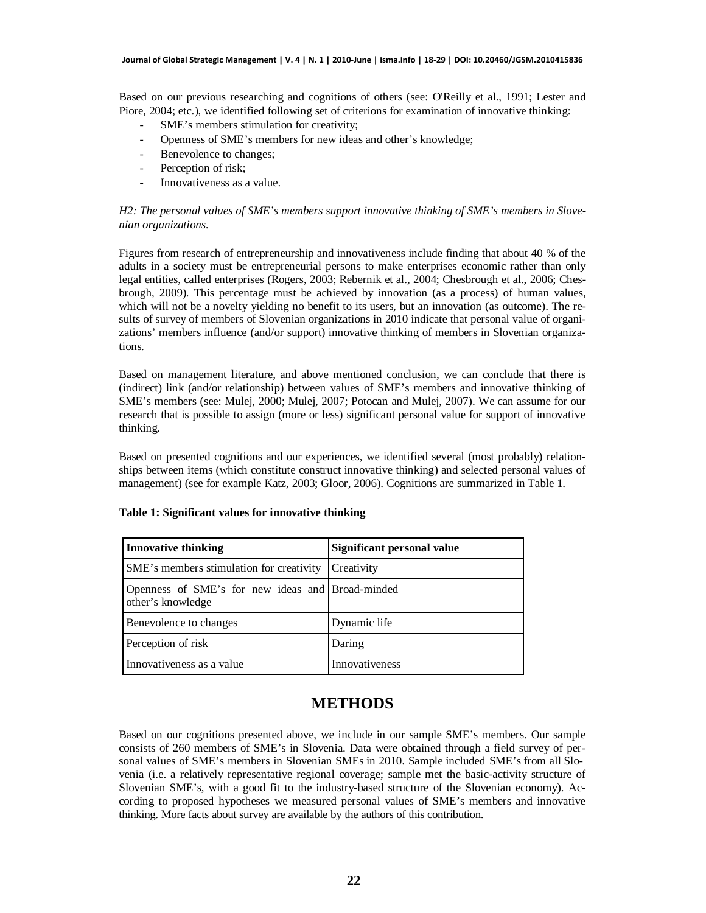Based on our previous researching and cognitions of others (see: O'Reilly et al., 1991; Lester and Piore, 2004; etc.), we identified following set of criterions for examination of innovative thinking:

- SME's members stimulation for creativity;
- Openness of SME's members for new ideas and other's knowledge;
- Benevolence to changes;
- Perception of risk;
- Innovativeness as a value.

*H2: The personal values of SME's members support innovative thinking of SME's members in Slovenian organizations.*

Figures from research of entrepreneurship and innovativeness include finding that about 40 % of the adults in a society must be entrepreneurial persons to make enterprises economic rather than only legal entities, called enterprises (Rogers, 2003; Rebernik et al., 2004; Chesbrough et al., 2006; Chesbrough, 2009). This percentage must be achieved by innovation (as a process) of human values, which will not be a novelty yielding no benefit to its users, but an innovation (as outcome). The results of survey of members of Slovenian organizations in 2010 indicate that personal value of organizations' members influence (and/or support) innovative thinking of members in Slovenian organizations.

Based on management literature, and above mentioned conclusion, we can conclude that there is (indirect) link (and/or relationship) between values of SME's members and innovative thinking of SME's members (see: Mulej, 2000; Mulej, 2007; Potocan and Mulej, 2007). We can assume for our research that is possible to assign (more or less) significant personal value for support of innovative thinking.

Based on presented cognitions and our experiences, we identified several (most probably) relationships between items (which constitute construct innovative thinking) and selected personal values of management) (see for example Katz, 2003; Gloor, 2006). Cognitions are summarized in Table 1.

**Table 1: Significant values for innovative thinking**

| Innovative thinking | Significant personal value |
|---|---|
| SME's members stimulation for creativity | Creativity |
| Openness of SME's for new ideas and other's knowledge | Broad-minded |
| Benevolence to changes | Dynamic life |
| Perception of risk | Daring |
| Innovativeness as a value | Innovativeness |

# METHODS

Based on our cognitions presented above, we include in our sample SME's members. Our sample consists of 260 members of SME's in Slovenia. Data were obtained through a field survey of personal values of SME's members in Slovenian SMEs in 2010. Sample included SME's from all Slovenia (i.e. a relatively representative regional coverage; sample met the basic-activity structure of Slovenian SME's, with a good fit to the industry-based structure of the Slovenian economy). According to proposed hypotheses we measured personal values of SME's members and innovative thinking. More facts about survey are available by the authors of this contribution.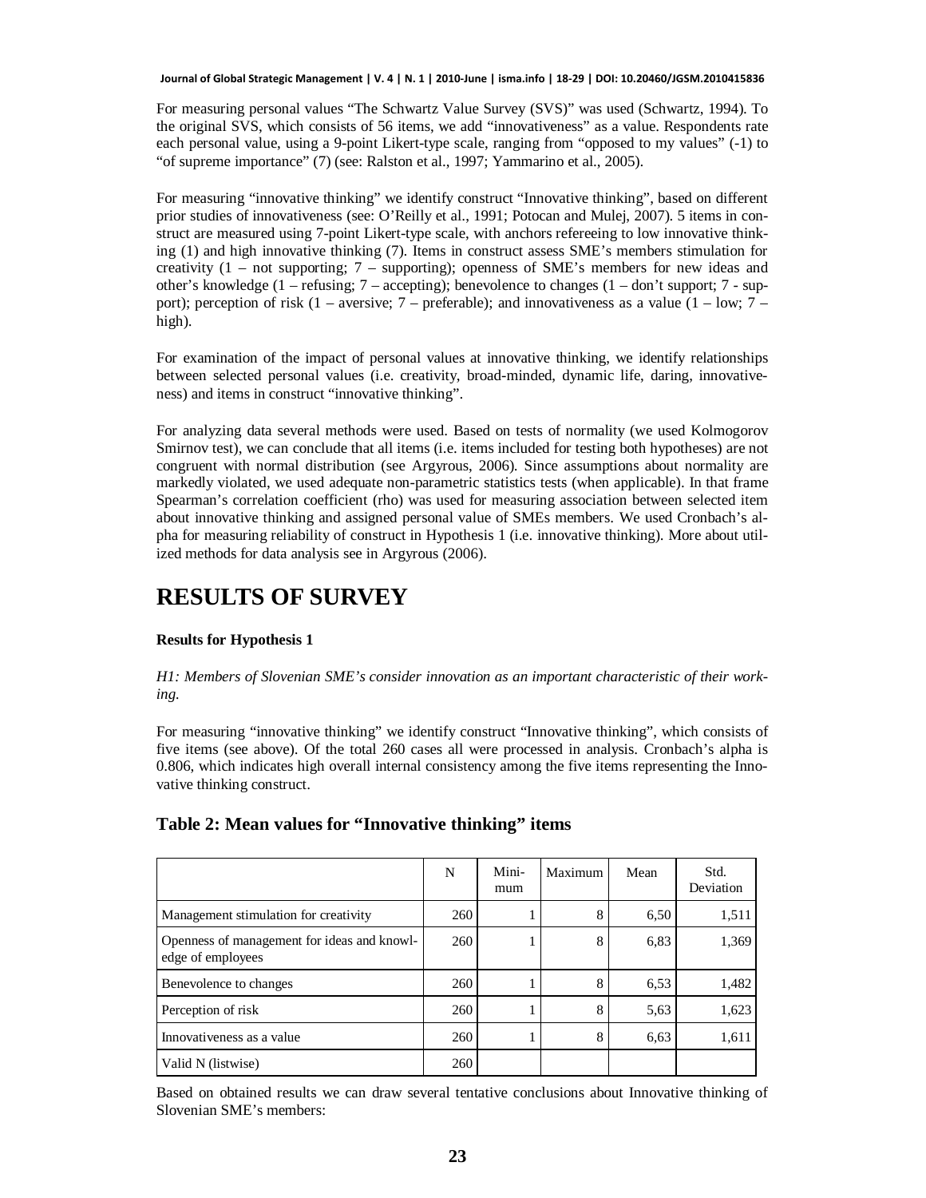For measuring personal values "The Schwartz Value Survey (SVS)" was used (Schwartz, 1994). To the original SVS, which consists of 56 items, we add "innovativeness" as a value. Respondents rate each personal value, using a 9-point Likert-type scale, ranging from "opposed to my values" (-1) to "of supreme importance" (7) (see: Ralston et al., 1997; Yammarino et al., 2005).

For measuring "innovative thinking" we identify construct "Innovative thinking", based on different prior studies of innovativeness (see: O'Reilly et al., 1991; Potocan and Mulej, 2007). 5 items in construct are measured using 7-point Likert-type scale, with anchors refereeing to low innovative thinking (1) and high innovative thinking (7). Items in construct assess SME's members stimulation for creativity (1 – not supporting; 7 – supporting); openness of SME's members for new ideas and other's knowledge (1 – refusing; 7 – accepting); benevolence to changes (1 – don't support; 7 - support); perception of risk (1 – aversive; 7 – preferable); and innovativeness as a value (1 – low; 7 – high).

For examination of the impact of personal values at innovative thinking, we identify relationships between selected personal values (i.e. creativity, broad-minded, dynamic life, daring, innovativeness) and items in construct "innovative thinking".

For analyzing data several methods were used. Based on tests of normality (we used Kolmogorov Smirnov test), we can conclude that all items (i.e. items included for testing both hypotheses) are not congruent with normal distribution (see Argyrous, 2006). Since assumptions about normality are markedly violated, we used adequate non-parametric statistics tests (when applicable). In that frame Spearman's correlation coefficient (rho) was used for measuring association between selected item about innovative thinking and assigned personal value of SMEs members. We used Cronbach's alpha for measuring reliability of construct in Hypothesis 1 (i.e. innovative thinking). More about utilized methods for data analysis see in Argyrous (2006).

# RESULTS OF SURVEY

**Results for Hypothesis 1**

*H1: Members of Slovenian SME's consider innovation as an important characteristic of their working.*

For measuring "innovative thinking" we identify construct "Innovative thinking", which consists of five items (see above). Of the total 260 cases all were processed in analysis. Cronbach's alpha is 0.806, which indicates high overall internal consistency among the five items representing the Innovative thinking construct.

## Table 2: Mean values for "Innovative thinking" items

| | N | Minimum | Maximum | Mean | Std. Deviation |
|---|---|---|---|---|---|
| Management stimulation for creativity | 260 | 1 | 8 | 6,50 | 1,511 |
| Openness of management for ideas and knowledge of employees | 260 | 1 | 8 | 6,83 | 1,369 |
| Benevolence to changes | 260 | 1 | 8 | 6,53 | 1,482 |
| Perception of risk | 260 | 1 | 8 | 5,63 | 1,623 |
| Innovativeness as a value | 260 | 1 | 8 | 6,63 | 1,611 |
| Valid N (listwise) | 260 | | | | |

Based on obtained results we can draw several tentative conclusions about Innovative thinking of Slovenian SME's members: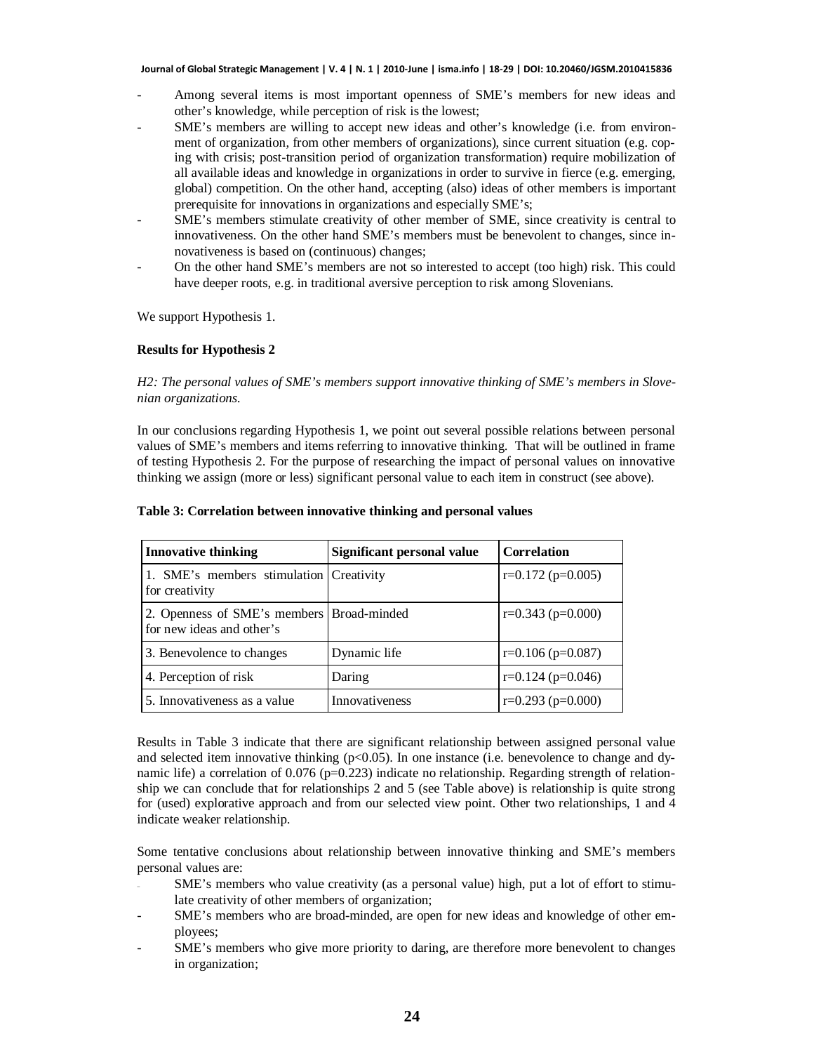- Among several items is most important openness of SME's members for new ideas and other's knowledge, while perception of risk is the lowest;
- SME's members are willing to accept new ideas and other's knowledge (i.e. from environment of organization, from other members of organizations), since current situation (e.g. coping with crisis; post-transition period of organization transformation) require mobilization of all available ideas and knowledge in organizations in order to survive in fierce (e.g. emerging, global) competition. On the other hand, accepting (also) ideas of other members is important prerequisite for innovations in organizations and especially SME's;
- SME's members stimulate creativity of other member of SME, since creativity is central to innovativeness. On the other hand SME's members must be benevolent to changes, since innovativeness is based on (continuous) changes;
- On the other hand SME's members are not so interested to accept (too high) risk. This could have deeper roots, e.g. in traditional aversive perception to risk among Slovenians.

We support Hypothesis 1.

**Results for Hypothesis 2**

*H2: The personal values of SME's members support innovative thinking of SME's members in Slovenian organizations.*

In our conclusions regarding Hypothesis 1, we point out several possible relations between personal values of SME's members and items referring to innovative thinking. That will be outlined in frame of testing Hypothesis 2. For the purpose of researching the impact of personal values on innovative thinking we assign (more or less) significant personal value to each item in construct (see above).

**Table 3: Correlation between innovative thinking and personal values**

| Innovative thinking | Significant personal value | Correlation |
|---|---|---|
| 1. SME's members stimulation for creativity | Creativity | r=0.172 (p=0.005) |
| 2. Openness of SME's members for new ideas and other's | Broad-minded | r=0.343 (p=0.000) |
| 3. Benevolence to changes | Dynamic life | r=0.106 (p=0.087) |
| 4. Perception of risk | Daring | r=0.124 (p=0.046) |
| 5. Innovativeness as a value | Innovativeness | r=0.293 (p=0.000) |

Results in Table 3 indicate that there are significant relationship between assigned personal value and selected item innovative thinking ($p<0.05$). In one instance (i.e. benevolence to change and dynamic life) a correlation of 0.076 (p=0.223) indicate no relationship. Regarding strength of relationship we can conclude that for relationships 2 and 5 (see Table above) is relationship is quite strong for (used) explorative approach and from our selected view point. Other two relationships, 1 and 4 indicate weaker relationship.

Some tentative conclusions about relationship between innovative thinking and SME's members personal values are:

- SME's members who value creativity (as a personal value) high, put a lot of effort to stimulate creativity of other members of organization;
- SME's members who are broad-minded, are open for new ideas and knowledge of other employees;
- SME's members who give more priority to daring, are therefore more benevolent to changes in organization;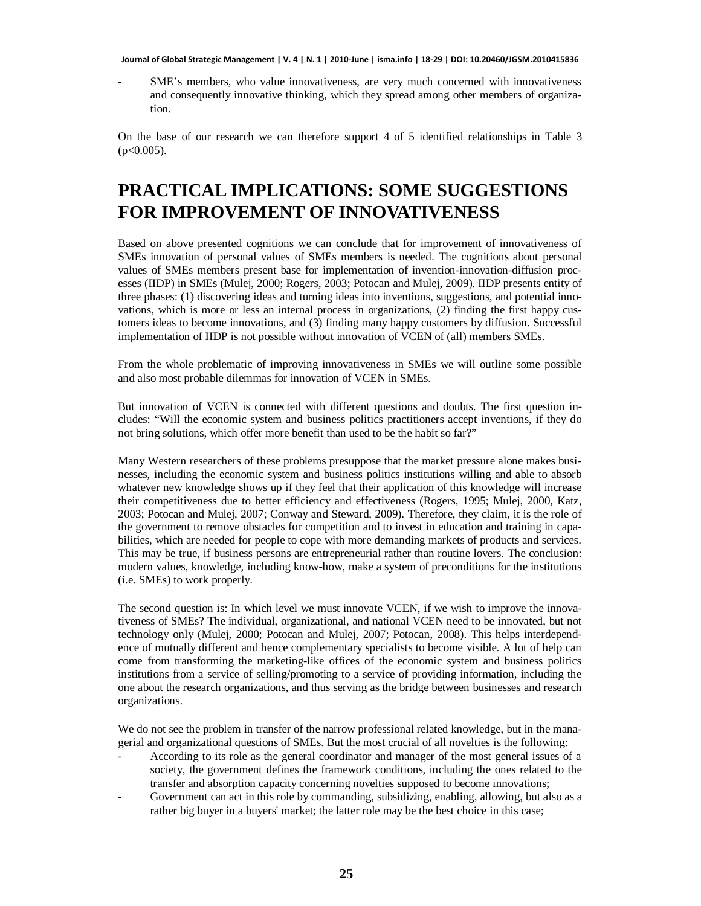- SME's members, who value innovativeness, are very much concerned with innovativeness and consequently innovative thinking, which they spread among other members of organization.

On the base of our research we can therefore support 4 of 5 identified relationships in Table 3 ($p<0.005$).

# PRACTICAL IMPLICATIONS: SOME SUGGESTIONS FOR IMPROVEMENT OF INNOVATIVENESS

Based on above presented cognitions we can conclude that for improvement of innovativeness of SMEs innovation of personal values of SMEs members is needed. The cognitions about personal values of SMEs members present base for implementation of invention-innovation-diffusion processes (IIDP) in SMEs (Mulej, 2000; Rogers, 2003; Potocan and Mulej, 2009). IIDP presents entity of three phases: (1) discovering ideas and turning ideas into inventions, suggestions, and potential innovations, which is more or less an internal process in organizations, (2) finding the first happy customers ideas to become innovations, and (3) finding many happy customers by diffusion. Successful implementation of IIDP is not possible without innovation of VCEN of (all) members SMEs.

From the whole problematic of improving innovativeness in SMEs we will outline some possible and also most probable dilemmas for innovation of VCEN in SMEs.

But innovation of VCEN is connected with different questions and doubts. The first question includes: "Will the economic system and business politics practitioners accept inventions, if they do not bring solutions, which offer more benefit than used to be the habit so far?"

Many Western researchers of these problems presuppose that the market pressure alone makes businesses, including the economic system and business politics institutions willing and able to absorb whatever new knowledge shows up if they feel that their application of this knowledge will increase their competitiveness due to better efficiency and effectiveness (Rogers, 1995; Mulej, 2000, Katz, 2003; Potocan and Mulej, 2007; Conway and Steward, 2009). Therefore, they claim, it is the role of the government to remove obstacles for competition and to invest in education and training in capabilities, which are needed for people to cope with more demanding markets of products and services. This may be true, if business persons are entrepreneurial rather than routine lovers. The conclusion: modern values, knowledge, including know-how, make a system of preconditions for the institutions (i.e. SMEs) to work properly.

The second question is: In which level we must innovate VCEN, if we wish to improve the innovativeness of SMEs? The individual, organizational, and national VCEN need to be innovated, but not technology only (Mulej, 2000; Potocan and Mulej, 2007; Potocan, 2008). This helps interdependence of mutually different and hence complementary specialists to become visible. A lot of help can come from transforming the marketing-like offices of the economic system and business politics institutions from a service of selling/promoting to a service of providing information, including the one about the research organizations, and thus serving as the bridge between businesses and research organizations.

We do not see the problem in transfer of the narrow professional related knowledge, but in the managerial and organizational questions of SMEs. But the most crucial of all novelties is the following:

- According to its role as the general coordinator and manager of the most general issues of a society, the government defines the framework conditions, including the ones related to the transfer and absorption capacity concerning novelties supposed to become innovations;
- Government can act in this role by commanding, subsidizing, enabling, allowing, but also as a rather big buyer in a buyers' market; the latter role may be the best choice in this case;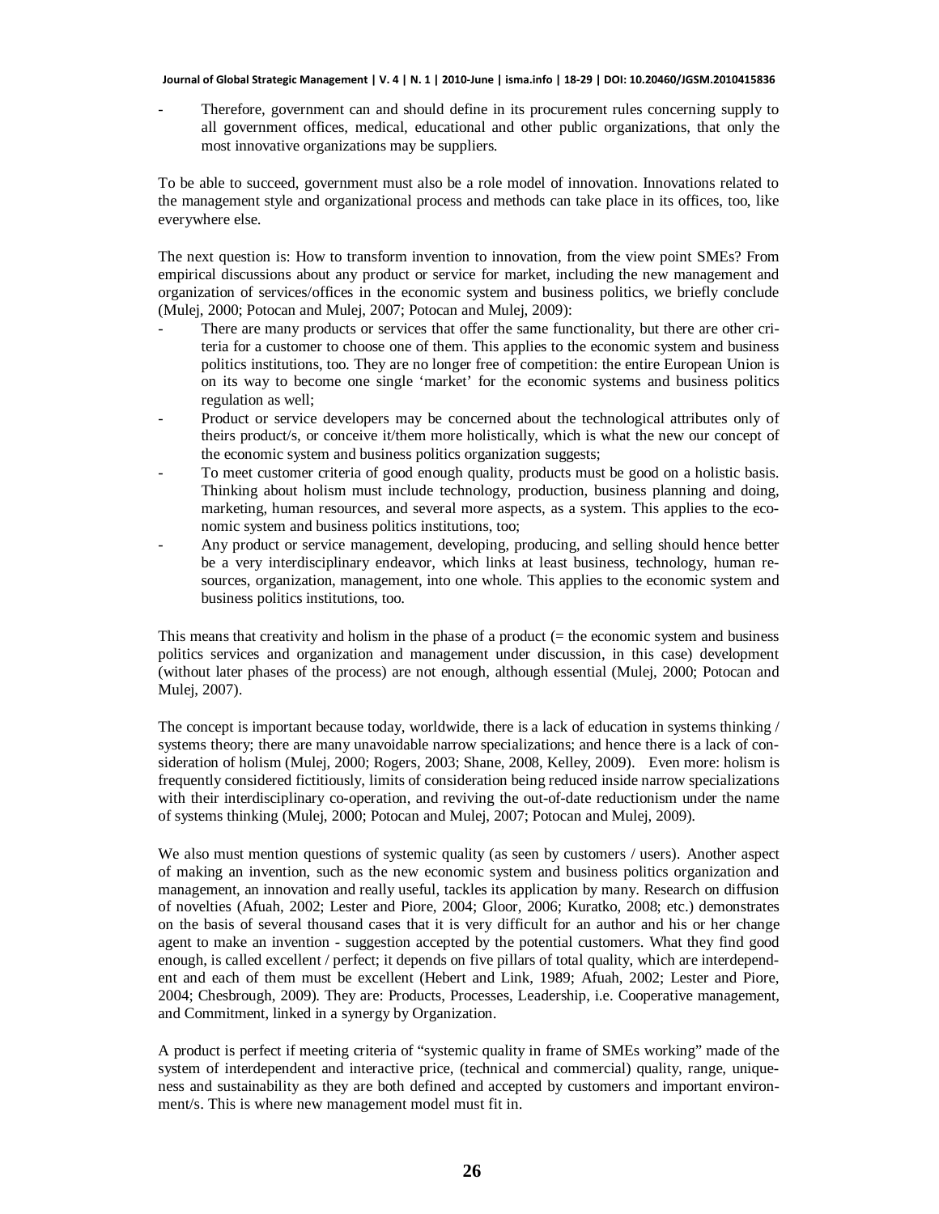- Therefore, government can and should define in its procurement rules concerning supply to all government offices, medical, educational and other public organizations, that only the most innovative organizations may be suppliers.

To be able to succeed, government must also be a role model of innovation. Innovations related to the management style and organizational process and methods can take place in its offices, too, like everywhere else.

The next question is: How to transform invention to innovation, from the view point SMEs? From empirical discussions about any product or service for market, including the new management and organization of services/offices in the economic system and business politics, we briefly conclude (Mulej, 2000; Potocan and Mulej, 2007; Potocan and Mulej, 2009):

- There are many products or services that offer the same functionality, but there are other criteria for a customer to choose one of them. This applies to the economic system and business politics institutions, too. They are no longer free of competition: the entire European Union is on its way to become one single 'market' for the economic systems and business politics regulation as well;
- Product or service developers may be concerned about the technological attributes only of theirs product/s, or conceive it/them more holistically, which is what the new our concept of the economic system and business politics organization suggests;
- To meet customer criteria of good enough quality, products must be good on a holistic basis. Thinking about holism must include technology, production, business planning and doing, marketing, human resources, and several more aspects, as a system. This applies to the economic system and business politics institutions, too;
- Any product or service management, developing, producing, and selling should hence better be a very interdisciplinary endeavor, which links at least business, technology, human resources, organization, management, into one whole. This applies to the economic system and business politics institutions, too.

This means that creativity and holism in the phase of a product (= the economic system and business politics services and organization and management under discussion, in this case) development (without later phases of the process) are not enough, although essential (Mulej, 2000; Potocan and Mulej, 2007).

The concept is important because today, worldwide, there is a lack of education in systems thinking / systems theory; there are many unavoidable narrow specializations; and hence there is a lack of consideration of holism (Mulej, 2000; Rogers, 2003; Shane, 2008, Kelley, 2009). Even more: holism is frequently considered fictitiously, limits of consideration being reduced inside narrow specializations with their interdisciplinary co-operation, and reviving the out-of-date reductionism under the name of systems thinking (Mulej, 2000; Potocan and Mulej, 2007; Potocan and Mulej, 2009).

We also must mention questions of systemic quality (as seen by customers / users). Another aspect of making an invention, such as the new economic system and business politics organization and management, an innovation and really useful, tackles its application by many. Research on diffusion of novelties (Afuah, 2002; Lester and Piore, 2004; Gloor, 2006; Kuratko, 2008; etc.) demonstrates on the basis of several thousand cases that it is very difficult for an author and his or her change agent to make an invention - suggestion accepted by the potential customers. What they find good enough, is called excellent / perfect; it depends on five pillars of total quality, which are interdependent and each of them must be excellent (Hebert and Link, 1989; Afuah, 2002; Lester and Piore, 2004; Chesbrough, 2009). They are: Products, Processes, Leadership, i.e. Cooperative management, and Commitment, linked in a synergy by Organization.

A product is perfect if meeting criteria of "systemic quality in frame of SMEs working" made of the system of interdependent and interactive price, (technical and commercial) quality, range, uniqueness and sustainability as they are both defined and accepted by customers and important environment/s. This is where new management model must fit in.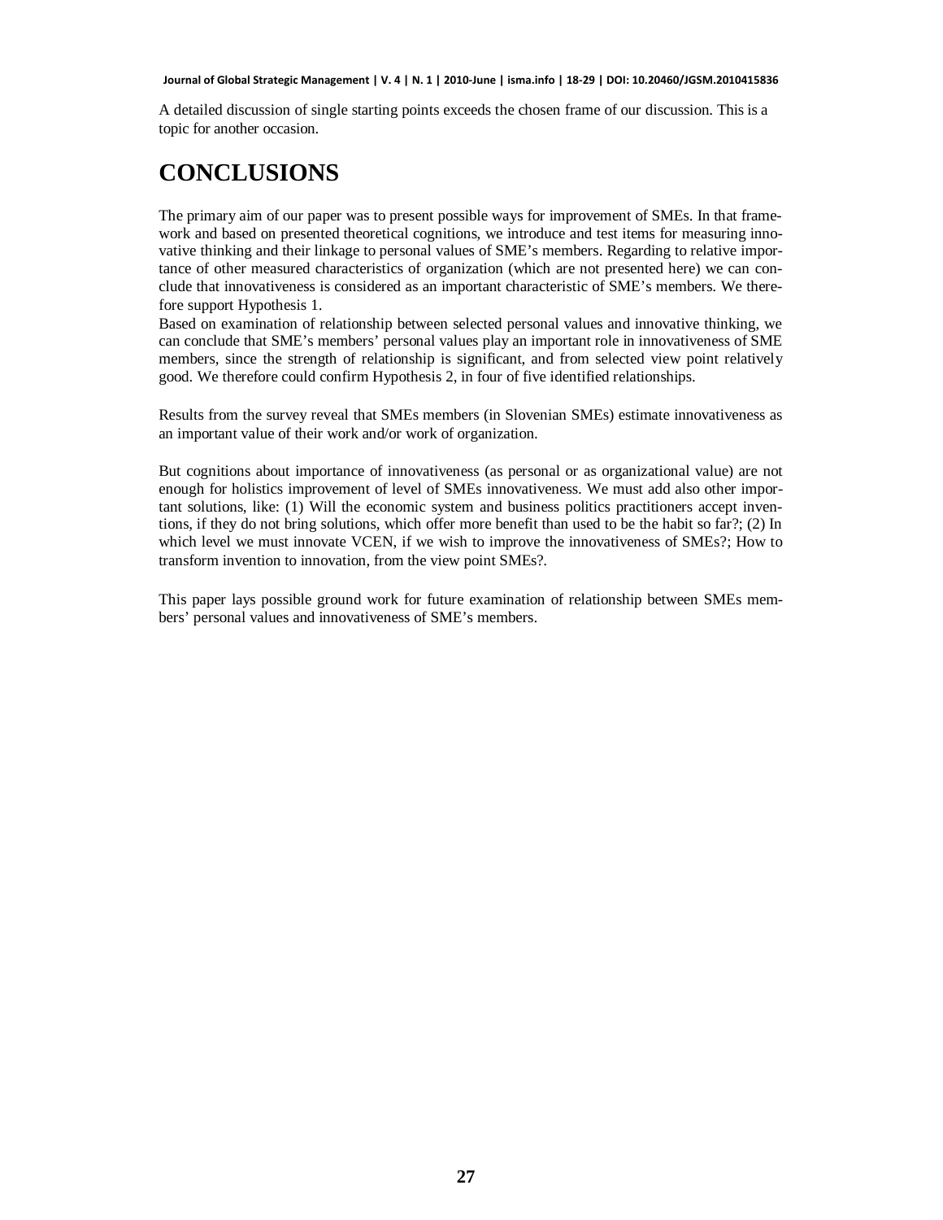A detailed discussion of single starting points exceeds the chosen frame of our discussion. This is a topic for another occasion.

# CONCLUSIONS

The primary aim of our paper was to present possible ways for improvement of SMEs. In that framework and based on presented theoretical cognitions, we introduce and test items for measuring innovative thinking and their linkage to personal values of SME's members. Regarding to relative importance of other measured characteristics of organization (which are not presented here) we can conclude that innovativeness is considered as an important characteristic of SME's members. We therefore support Hypothesis 1.

Based on examination of relationship between selected personal values and innovative thinking, we can conclude that SME's members' personal values play an important role in innovativeness of SME members, since the strength of relationship is significant, and from selected view point relatively good. We therefore could confirm Hypothesis 2, in four of five identified relationships.

Results from the survey reveal that SMEs members (in Slovenian SMEs) estimate innovativeness as an important value of their work and/or work of organization.

But cognitions about importance of innovativeness (as personal or as organizational value) are not enough for holistics improvement of level of SMEs innovativeness. We must add also other important solutions, like: (1) Will the economic system and business politics practitioners accept inventions, if they do not bring solutions, which offer more benefit than used to be the habit so far?; (2) In which level we must innovate VCEN, if we wish to improve the innovativeness of SMEs?; How to transform invention to innovation, from the view point SMEs?.

This paper lays possible ground work for future examination of relationship between SMEs members' personal values and innovativeness of SME's members.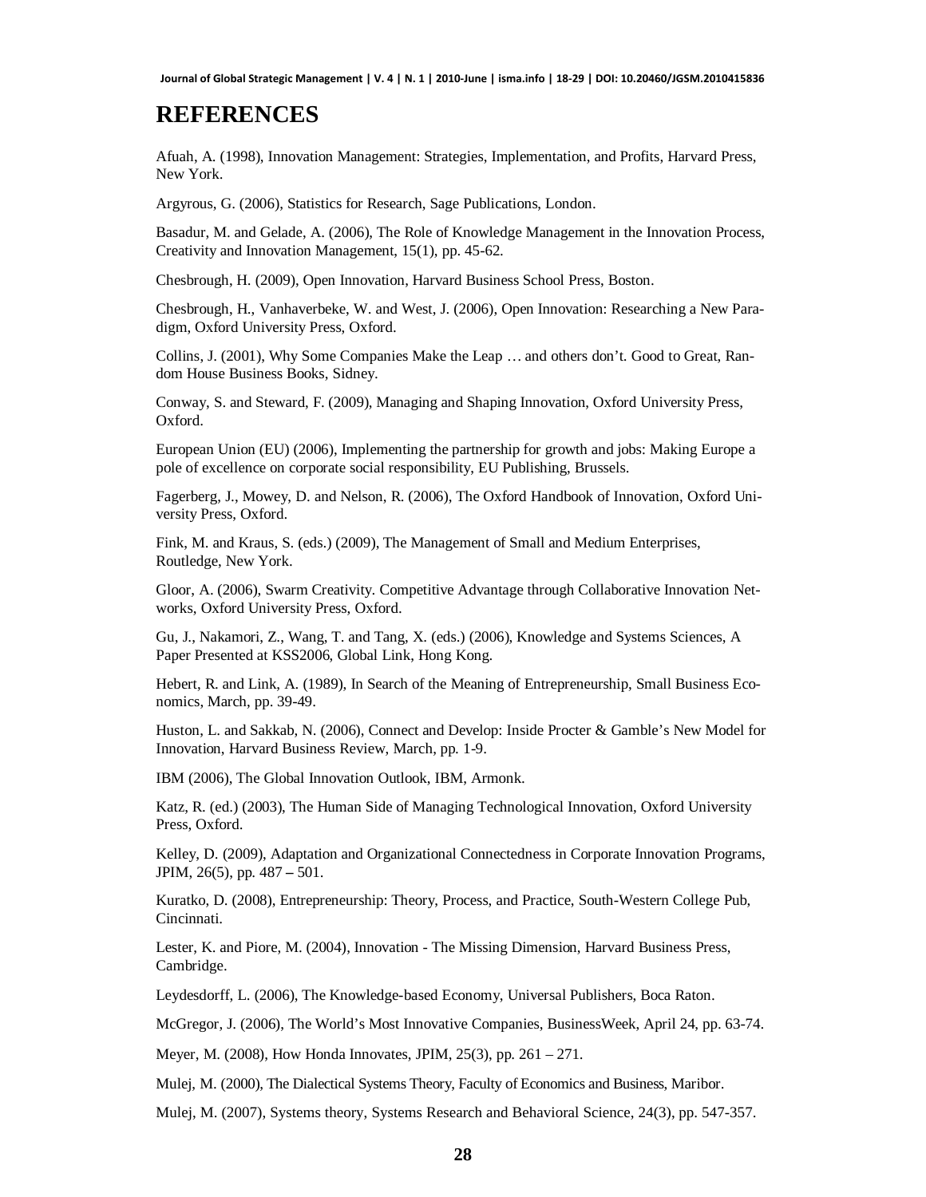## REFERENCES

Afuah, A. (1998), Innovation Management: Strategies, Implementation, and Profits, Harvard Press, New York.

Argyrous, G. (2006), Statistics for Research, Sage Publications, London.

Basadur, M. and Gelade, A. (2006), The Role of Knowledge Management in the Innovation Process, Creativity and Innovation Management, 15(1), pp. 45-62.

Chesbrough, H. (2009), Open Innovation, Harvard Business School Press, Boston.

Chesbrough, H., Vanhaverbeke, W. and West, J. (2006), Open Innovation: Researching a New Paradigm, Oxford University Press, Oxford.

Collins, J. (2001), Why Some Companies Make the Leap … and others don't. Good to Great, Random House Business Books, Sidney.

Conway, S. and Steward, F. (2009), Managing and Shaping Innovation, Oxford University Press, Oxford.

European Union (EU) (2006), Implementing the partnership for growth and jobs: Making Europe a pole of excellence on corporate social responsibility, EU Publishing, Brussels.

Fagerberg, J., Mowey, D. and Nelson, R. (2006), The Oxford Handbook of Innovation, Oxford University Press, Oxford.

Fink, M. and Kraus, S. (eds.) (2009), The Management of Small and Medium Enterprises, Routledge, New York.

Gloor, A. (2006), Swarm Creativity. Competitive Advantage through Collaborative Innovation Networks, Oxford University Press, Oxford.

Gu, J., Nakamori, Z., Wang, T. and Tang, X. (eds.) (2006), Knowledge and Systems Sciences, A Paper Presented at KSS2006, Global Link, Hong Kong.

Hebert, R. and Link, A. (1989), In Search of the Meaning of Entrepreneurship, Small Business Economics, March, pp. 39-49.

Huston, L. and Sakkab, N. (2006), Connect and Develop: Inside Procter & Gamble's New Model for Innovation, Harvard Business Review, March, pp. 1-9.

IBM (2006), The Global Innovation Outlook, IBM, Armonk.

Katz, R. (ed.) (2003), The Human Side of Managing Technological Innovation, Oxford University Press, Oxford.

Kelley, D. (2009), Adaptation and Organizational Connectedness in Corporate Innovation Programs, JPIM, 26(5), pp. 487 – 501.

Kuratko, D. (2008), Entrepreneurship: Theory, Process, and Practice, South-Western College Pub, Cincinnati.

Lester, K. and Piore, M. (2004), Innovation - The Missing Dimension, Harvard Business Press, Cambridge.

Leydesdorff, L. (2006), The Knowledge-based Economy, Universal Publishers, Boca Raton.

McGregor, J. (2006), The World's Most Innovative Companies, BusinessWeek, April 24, pp. 63-74.

Meyer, M. (2008), How Honda Innovates, JPIM, 25(3), pp. 261 – 271.

Mulej, M. (2000), The Dialectical Systems Theory, Faculty of Economics and Business, Maribor.

Mulej, M. (2007), Systems theory, Systems Research and Behavioral Science, 24(3), pp. 547-357.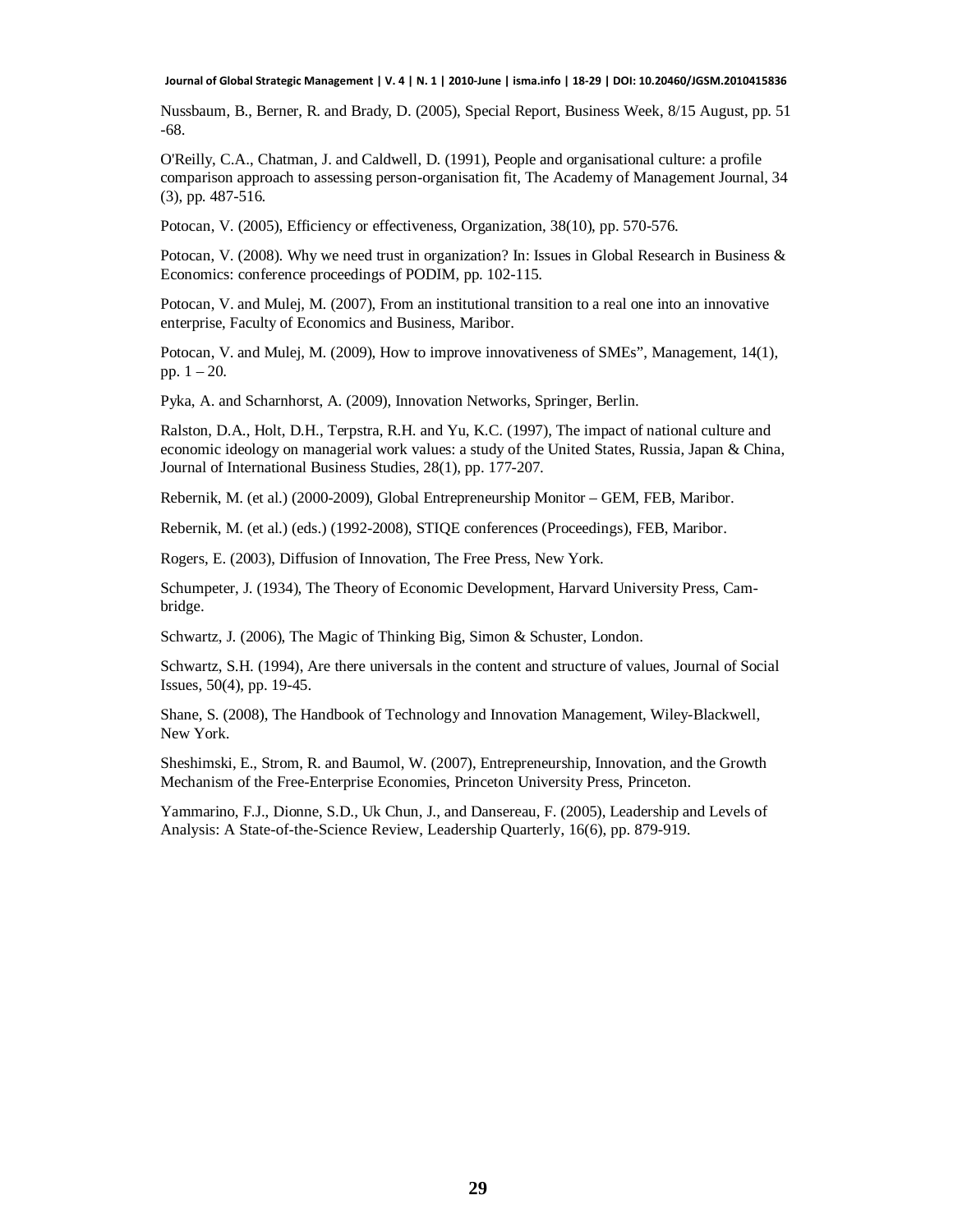Nussbaum, B., Berner, R. and Brady, D. (2005), Special Report, Business Week, 8/15 August, pp. 51 -68.

O'Reilly, C.A., Chatman, J. and Caldwell, D. (1991), People and organisational culture: a profile comparison approach to assessing person-organisation fit, The Academy of Management Journal, 34 (3), pp. 487-516.

Potocan, V. (2005), Efficiency or effectiveness, Organization, 38(10), pp. 570-576.

Potocan, V. (2008). Why we need trust in organization? In: Issues in Global Research in Business & Economics: conference proceedings of PODIM, pp. 102-115.

Potocan, V. and Mulej, M. (2007), From an institutional transition to a real one into an innovative enterprise, Faculty of Economics and Business, Maribor.

Potocan, V. and Mulej, M. (2009), How to improve innovativeness of SMEs", Management, 14(1), pp. 1 – 20.

Pyka, A. and Scharnhorst, A. (2009), Innovation Networks, Springer, Berlin.

Ralston, D.A., Holt, D.H., Terpstra, R.H. and Yu, K.C. (1997), The impact of national culture and economic ideology on managerial work values: a study of the United States, Russia, Japan & China, Journal of International Business Studies, 28(1), pp. 177-207.

Rebernik, M. (et al.) (2000-2009), Global Entrepreneurship Monitor – GEM, FEB, Maribor.

Rebernik, M. (et al.) (eds.) (1992-2008), STIQE conferences (Proceedings), FEB, Maribor.

Rogers, E. (2003), Diffusion of Innovation, The Free Press, New York.

Schumpeter, J. (1934), The Theory of Economic Development, Harvard University Press, Cambridge.

Schwartz, J. (2006), The Magic of Thinking Big, Simon & Schuster, London.

Schwartz, S.H. (1994), Are there universals in the content and structure of values, Journal of Social Issues, 50(4), pp. 19-45.

Shane, S. (2008), The Handbook of Technology and Innovation Management, Wiley-Blackwell, New York.

Sheshimski, E., Strom, R. and Baumol, W. (2007), Entrepreneurship, Innovation, and the Growth Mechanism of the Free-Enterprise Economies, Princeton University Press, Princeton.

Yammarino, F.J., Dionne, S.D., Uk Chun, J., and Dansereau, F. (2005), Leadership and Levels of Analysis: A State-of-the-Science Review, Leadership Quarterly, 16(6), pp. 879-919.